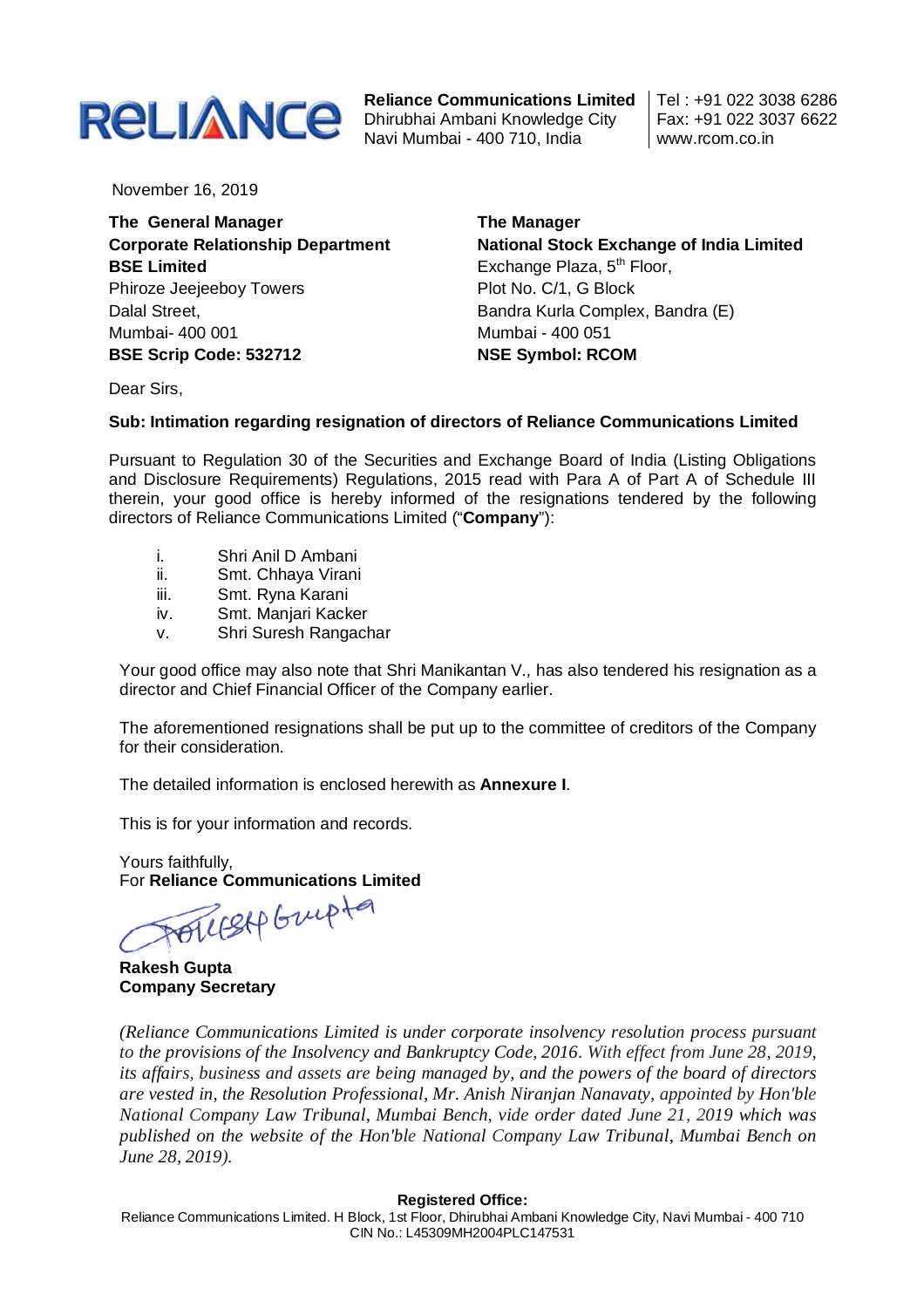**Reliance Communications Limited**
Dhirubhai Ambani Knowledge City
Navi Mumbai - 400 710, India

Tel : +91 022 3038 6286
Fax: +91 022 3037 6622
www.rcom.co.in

November 16, 2019

**The General Manager**
**Corporate Relationship Department**
**BSE Limited**
Phiroze Jeejeeboy Towers
Dalal Street,
Mumbai- 400 001
**BSE Scrip Code: 532712**

**The Manager**
**National Stock Exchange of India Limited**
Exchange Plaza, 5th Floor,
Plot No. C/1, G Block
Bandra Kurla Complex, Bandra (E)
Mumbai - 400 051
**NSE Symbol: RCOM**

Dear Sirs,

**Sub: Intimation regarding resignation of directors of Reliance Communications Limited**

Pursuant to Regulation 30 of the Securities and Exchange Board of India (Listing Obligations and Disclosure Requirements) Regulations, 2015 read with Para A of Part A of Schedule III therein, your good office is hereby informed of the resignations tendered by the following directors of Reliance Communications Limited ("**Company**"):

i. Shri Anil D Ambani
ii. Smt. Chhaya Virani
iii. Smt. Ryna Karani
iv. Smt. Manjari Kacker
v. Shri Suresh Rangachar

Your good office may also note that Shri Manikantan V*.,* has also tendered his resignation as a director and Chief Financial Officer of the Company earlier.

The aforementioned resignations shall be put up to the committee of creditors of the Company for their consideration.

The detailed information is enclosed herewith as **Annexure I**.

This is for your information and records.

Yours faithfully,
For **Reliance Communications Limited**

**Rakesh Gupta**
**Company Secretary**

*(Reliance Communications Limited is under corporate insolvency resolution process pursuant to the provisions of the Insolvency and Bankruptcy Code, 2016. With effect from June 28, 2019, its affairs, business and assets are being managed by, and the powers of the board of directors are vested in, the Resolution Professional, Mr. Anish Niranjan Nanavaty, appointed by Hon'ble National Company Law Tribunal, Mumbai Bench, vide order dated June 21, 2019 which was published on the website of the Hon'ble National Company Law Tribunal, Mumbai Bench on June 28, 2019).*

**Registered Office:**
Reliance Communications Limited. H Block, 1st Floor, Dhirubhai Ambani Knowledge City, Navi Mumbai - 400 710
CIN No.: L45309MH2004PLC147531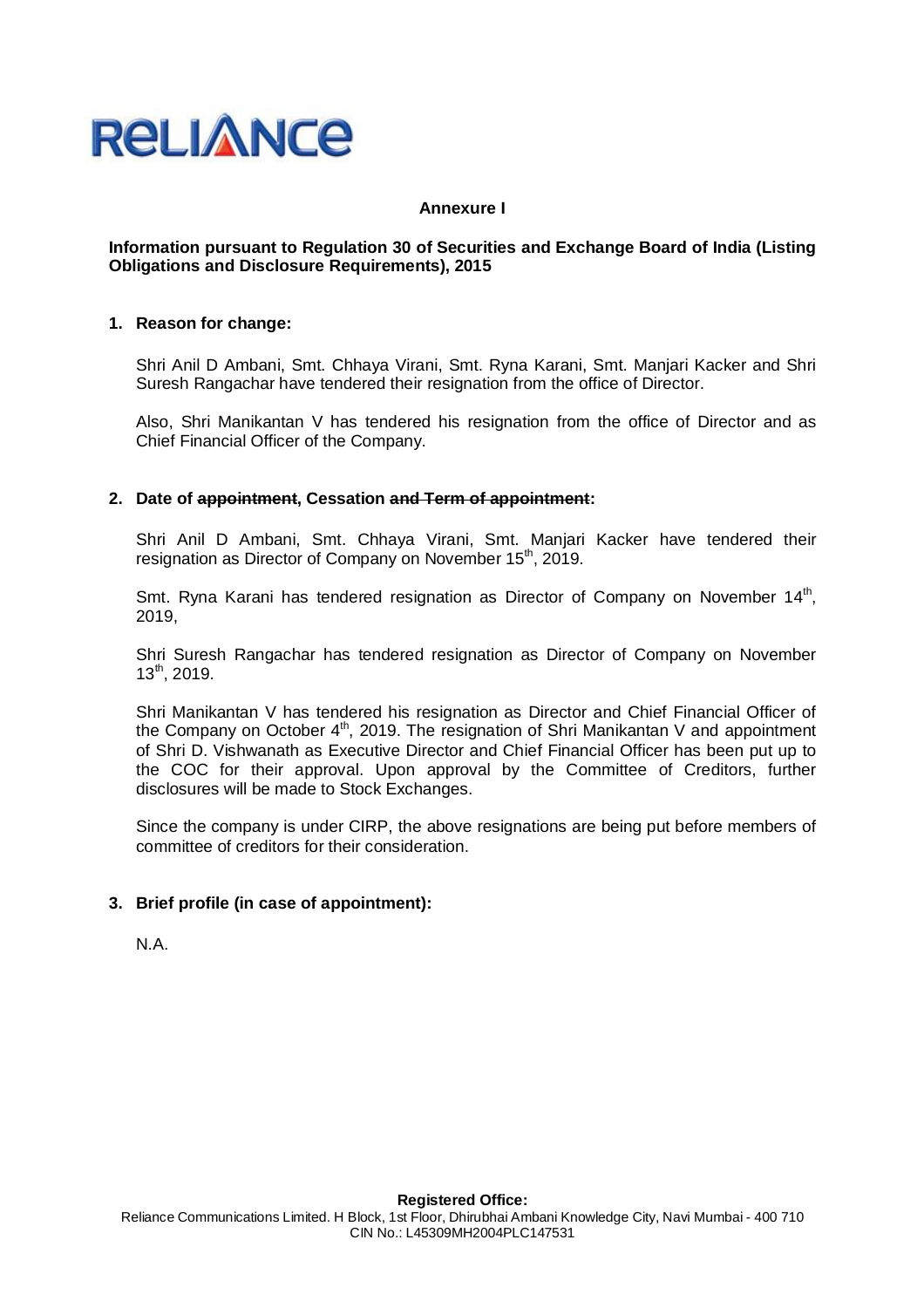**Annexure I**

**Information pursuant to Regulation 30 of Securities and Exchange Board of India (Listing Obligations and Disclosure Requirements), 2015**

1. **Reason for change:**

   Shri Anil D Ambani, Smt. Chhaya Virani, Smt. Ryna Karani, Smt. Manjari Kacker and Shri Suresh Rangachar have tendered their resignation from the office of Director.

   Also, Shri Manikantan V has tendered his resignation from the office of Director and as Chief Financial Officer of the Company.

2. **Date of ~~appointment~~, Cessation ~~and Term of appointment~~:**

   Shri Anil D Ambani, Smt. Chhaya Virani, Smt. Manjari Kacker have tendered their resignation as Director of Company on November 15th, 2019.

   Smt. Ryna Karani has tendered resignation as Director of Company on November 14th, 2019,

   Shri Suresh Rangachar has tendered resignation as Director of Company on November 13th, 2019.

   Shri Manikantan V has tendered his resignation as Director and Chief Financial Officer of the Company on October 4th, 2019. The resignation of Shri Manikantan V and appointment of Shri D. Vishwanath as Executive Director and Chief Financial Officer has been put up to the COC for their approval. Upon approval by the Committee of Creditors, further disclosures will be made to Stock Exchanges.

   Since the company is under CIRP, the above resignations are being put before members of committee of creditors for their consideration.

3. **Brief profile (in case of appointment):**

   N.A.